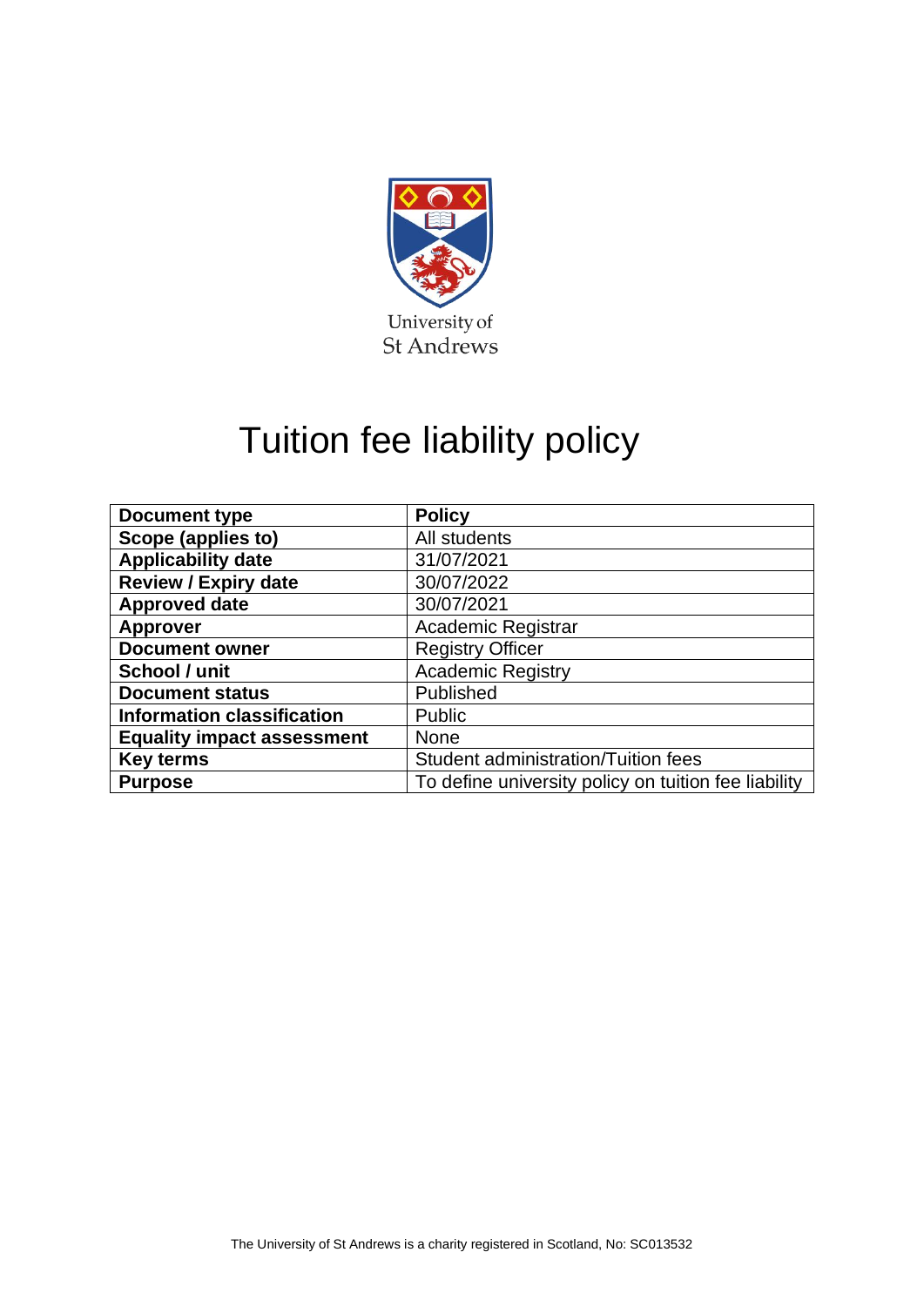University of
St Andrews

# Tuition fee liability policy

| **Document type** | **Policy** |
|---|---|
| **Scope (applies to)** | All students |
| **Applicability date** | 31/07/2021 |
| **Review / Expiry date** | 30/07/2022 |
| **Approved date** | 30/07/2021 |
| **Approver** | Academic Registrar |
| **Document owner** | Registry Officer |
| **School / unit** | Academic Registry |
| **Document status** | Published |
| **Information classification** | Public |
| **Equality impact assessment** | None |
| **Key terms** | Student administration/Tuition fees |
| **Purpose** | To define university policy on tuition fee liability |

The University of St Andrews is a charity registered in Scotland, No: SC013532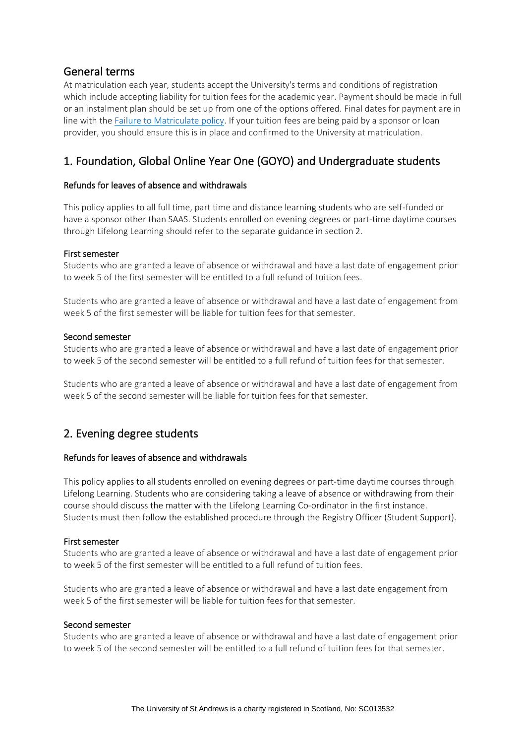## General terms

At matriculation each year, students accept the University's terms and conditions of registration which include accepting liability for tuition fees for the academic year. Payment should be made in full or an instalment plan should be set up from one of the options offered. Final dates for payment are in line with the [Failure to Matriculate policy](). If your tuition fees are being paid by a sponsor or loan provider, you should ensure this is in place and confirmed to the University at matriculation.

## 1. Foundation, Global Online Year One (GOYO) and Undergraduate students

### Refunds for leaves of absence and withdrawals

This policy applies to all full time, part time and distance learning students who are self-funded or have a sponsor other than SAAS. Students enrolled on evening degrees or part-time daytime courses through Lifelong Learning should refer to the separate guidance in section 2.

#### First semester

Students who are granted a leave of absence or withdrawal and have a last date of engagement prior to week 5 of the first semester will be entitled to a full refund of tuition fees.

Students who are granted a leave of absence or withdrawal and have a last date of engagement from week 5 of the first semester will be liable for tuition fees for that semester.

#### Second semester

Students who are granted a leave of absence or withdrawal and have a last date of engagement prior to week 5 of the second semester will be entitled to a full refund of tuition fees for that semester.

Students who are granted a leave of absence or withdrawal and have a last date of engagement from week 5 of the second semester will be liable for tuition fees for that semester.

## 2. Evening degree students

### Refunds for leaves of absence and withdrawals

This policy applies to all students enrolled on evening degrees or part-time daytime courses through Lifelong Learning. Students who are considering taking a leave of absence or withdrawing from their course should discuss the matter with the Lifelong Learning Co-ordinator in the first instance. Students must then follow the established procedure through the Registry Officer (Student Support).

#### First semester

Students who are granted a leave of absence or withdrawal and have a last date of engagement prior to week 5 of the first semester will be entitled to a full refund of tuition fees.

Students who are granted a leave of absence or withdrawal and have a last date engagement from week 5 of the first semester will be liable for tuition fees for that semester.

#### Second semester

Students who are granted a leave of absence or withdrawal and have a last date of engagement prior to week 5 of the second semester will be entitled to a full refund of tuition fees for that semester.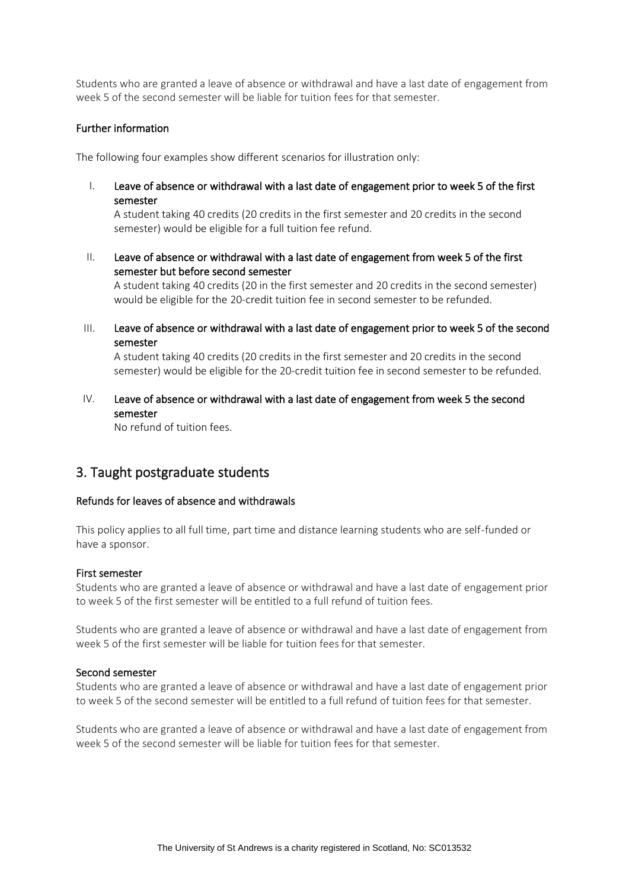Students who are granted a leave of absence or withdrawal and have a last date of engagement from week 5 of the second semester will be liable for tuition fees for that semester.

### Further information

The following four examples show different scenarios for illustration only:

I. **Leave of absence or withdrawal with a last date of engagement prior to week 5 of the first semester**
   A student taking 40 credits (20 credits in the first semester and 20 credits in the second semester) would be eligible for a full tuition fee refund.

II. **Leave of absence or withdrawal with a last date of engagement from week 5 of the first semester but before second semester**
   A student taking 40 credits (20 in the first semester and 20 credits in the second semester) would be eligible for the 20-credit tuition fee in second semester to be refunded.

III. **Leave of absence or withdrawal with a last date of engagement prior to week 5 of the second semester**
   A student taking 40 credits (20 credits in the first semester and 20 credits in the second semester) would be eligible for the 20-credit tuition fee in second semester to be refunded.

IV. **Leave of absence or withdrawal with a last date of engagement from week 5 the second semester**
   No refund of tuition fees.

## 3. Taught postgraduate students

### Refunds for leaves of absence and withdrawals

This policy applies to all full time, part time and distance learning students who are self-funded or have a sponsor.

#### First semester

Students who are granted a leave of absence or withdrawal and have a last date of engagement prior to week 5 of the first semester will be entitled to a full refund of tuition fees.

Students who are granted a leave of absence or withdrawal and have a last date of engagement from week 5 of the first semester will be liable for tuition fees for that semester.

#### Second semester

Students who are granted a leave of absence or withdrawal and have a last date of engagement prior to week 5 of the second semester will be entitled to a full refund of tuition fees for that semester.

Students who are granted a leave of absence or withdrawal and have a last date of engagement from week 5 of the second semester will be liable for tuition fees for that semester.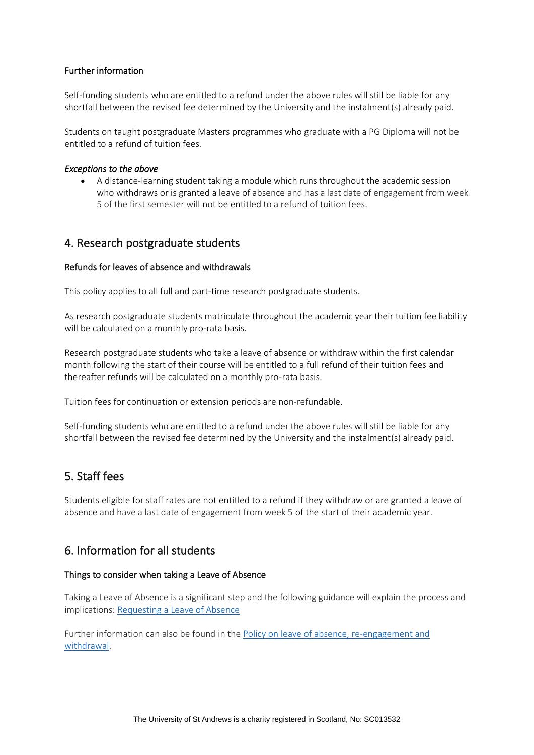### Further information

Self-funding students who are entitled to a refund under the above rules will still be liable for any shortfall between the revised fee determined by the University and the instalment(s) already paid.

Students on taught postgraduate Masters programmes who graduate with a PG Diploma will not be entitled to a refund of tuition fees.

#### *Exceptions to the above*

- A distance-learning student taking a module which runs throughout the academic session who withdraws or is granted a leave of absence and has a last date of engagement from week 5 of the first semester will not be entitled to a refund of tuition fees.

## 4. Research postgraduate students

### Refunds for leaves of absence and withdrawals

This policy applies to all full and part-time research postgraduate students.

As research postgraduate students matriculate throughout the academic year their tuition fee liability will be calculated on a monthly pro-rata basis.

Research postgraduate students who take a leave of absence or withdraw within the first calendar month following the start of their course will be entitled to a full refund of their tuition fees and thereafter refunds will be calculated on a monthly pro-rata basis.

Tuition fees for continuation or extension periods are non-refundable.

Self-funding students who are entitled to a refund under the above rules will still be liable for any shortfall between the revised fee determined by the University and the instalment(s) already paid.

## 5. Staff fees

Students eligible for staff rates are not entitled to a refund if they withdraw or are granted a leave of absence and have a last date of engagement from week 5 of the start of their academic year.

## 6. Information for all students

### Things to consider when taking a Leave of Absence

Taking a Leave of Absence is a significant step and the following guidance will explain the process and implications: [Requesting a Leave of Absence]

Further information can also be found in the [Policy on leave of absence, re-engagement and withdrawal].

The University of St Andrews is a charity registered in Scotland, No: SC013532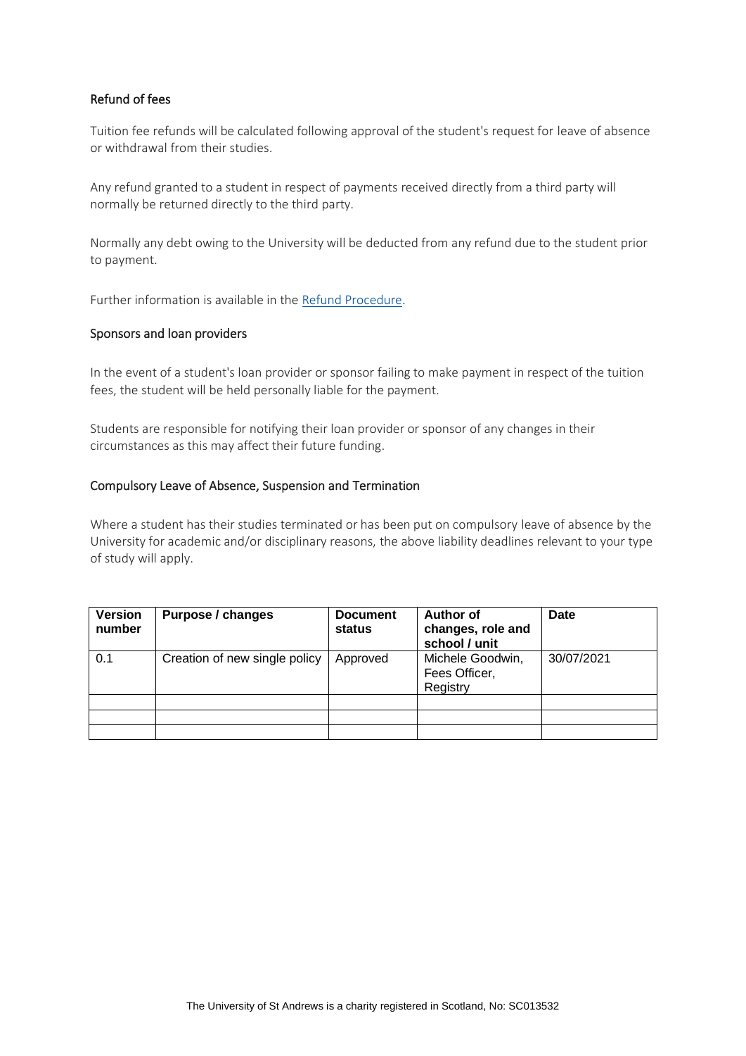## Refund of fees

Tuition fee refunds will be calculated following approval of the student's request for leave of absence or withdrawal from their studies.

Any refund granted to a student in respect of payments received directly from a third party will normally be returned directly to the third party.

Normally any debt owing to the University will be deducted from any refund due to the student prior to payment.

Further information is available in the [Refund Procedure](Refund Procedure).

## Sponsors and loan providers

In the event of a student's loan provider or sponsor failing to make payment in respect of the tuition fees, the student will be held personally liable for the payment.

Students are responsible for notifying their loan provider or sponsor of any changes in their circumstances as this may affect their future funding.

## Compulsory Leave of Absence, Suspension and Termination

Where a student has their studies terminated or has been put on compulsory leave of absence by the University for academic and/or disciplinary reasons, the above liability deadlines relevant to your type of study will apply.

| Version number | Purpose / changes | Document status | Author of changes, role and school / unit | Date |
|---|---|---|---|---|
| 0.1 | Creation of new single policy | Approved | Michele Goodwin, Fees Officer, Registry | 30/07/2021 |
| | | | | |
| | | | | |
| | | | | |

The University of St Andrews is a charity registered in Scotland, No: SC013532